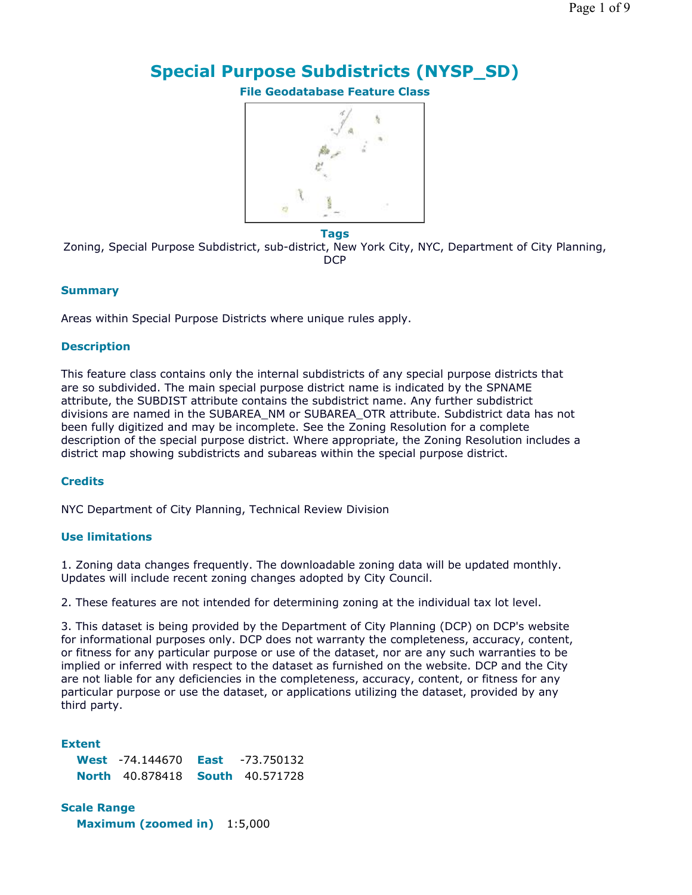# Special Purpose Subdistricts (NYSP_SD)

**File Geodatabase Feature Class**

**Tags**

Zoning, Special Purpose Subdistrict, sub-district, New York City, NYC, Department of City Planning, DCP

## Summary

Areas within Special Purpose Districts where unique rules apply.

## Description

This feature class contains only the internal subdistricts of any special purpose districts that are so subdivided. The main special purpose district name is indicated by the SPNAME attribute, the SUBDIST attribute contains the subdistrict name. Any further subdistrict divisions are named in the SUBAREA_NM or SUBAREA_OTR attribute. Subdistrict data has not been fully digitized and may be incomplete. See the Zoning Resolution for a complete description of the special purpose district. Where appropriate, the Zoning Resolution includes a district map showing subdistricts and subareas within the special purpose district.

## Credits

NYC Department of City Planning, Technical Review Division

## Use limitations

1. Zoning data changes frequently. The downloadable zoning data will be updated monthly. Updates will include recent zoning changes adopted by City Council.

2. These features are not intended for determining zoning at the individual tax lot level.

3. This dataset is being provided by the Department of City Planning (DCP) on DCP's website for informational purposes only. DCP does not warranty the completeness, accuracy, content, or fitness for any particular purpose or use of the dataset, nor are any such warranties to be implied or inferred with respect to the dataset as furnished on the website. DCP and the City are not liable for any deficiencies in the completeness, accuracy, content, or fitness for any particular purpose or use the dataset, or applications utilizing the dataset, provided by any third party.

## Extent

**West** -74.144670 **East** -73.750132
**North** 40.878418 **South** 40.571728

## Scale Range

**Maximum (zoomed in)** 1:5,000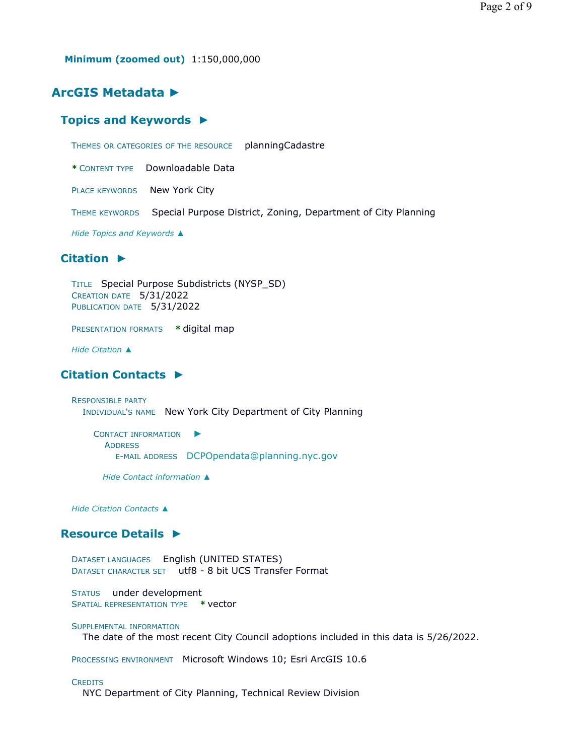**Minimum (zoomed out)** 1:150,000,000

## ArcGIS Metadata ►

### Topics and Keywords ►

THEMES OR CATEGORIES OF THE RESOURCE planningCadastre

* CONTENT TYPE Downloadable Data

PLACE KEYWORDS New York City

THEME KEYWORDS Special Purpose District, Zoning, Department of City Planning

*Hide Topics and Keywords ▲*

### Citation ►

TITLE Special Purpose Subdistricts (NYSP_SD)
CREATION DATE 5/31/2022
PUBLICATION DATE 5/31/2022

PRESENTATION FORMATS * digital map

*Hide Citation ▲*

### Citation Contacts ►

RESPONSIBLE PARTY
INDIVIDUAL'S NAME New York City Department of City Planning

CONTACT INFORMATION ►
ADDRESS
E-MAIL ADDRESS DCPOpendata@planning.nyc.gov

*Hide Contact information ▲*

*Hide Citation Contacts ▲*

### Resource Details ►

DATASET LANGUAGES English (UNITED STATES)
DATASET CHARACTER SET utf8 - 8 bit UCS Transfer Format

STATUS under development
SPATIAL REPRESENTATION TYPE * vector

SUPPLEMENTAL INFORMATION
The date of the most recent City Council adoptions included in this data is 5/26/2022.

PROCESSING ENVIRONMENT Microsoft Windows 10; Esri ArcGIS 10.6

CREDITS
NYC Department of City Planning, Technical Review Division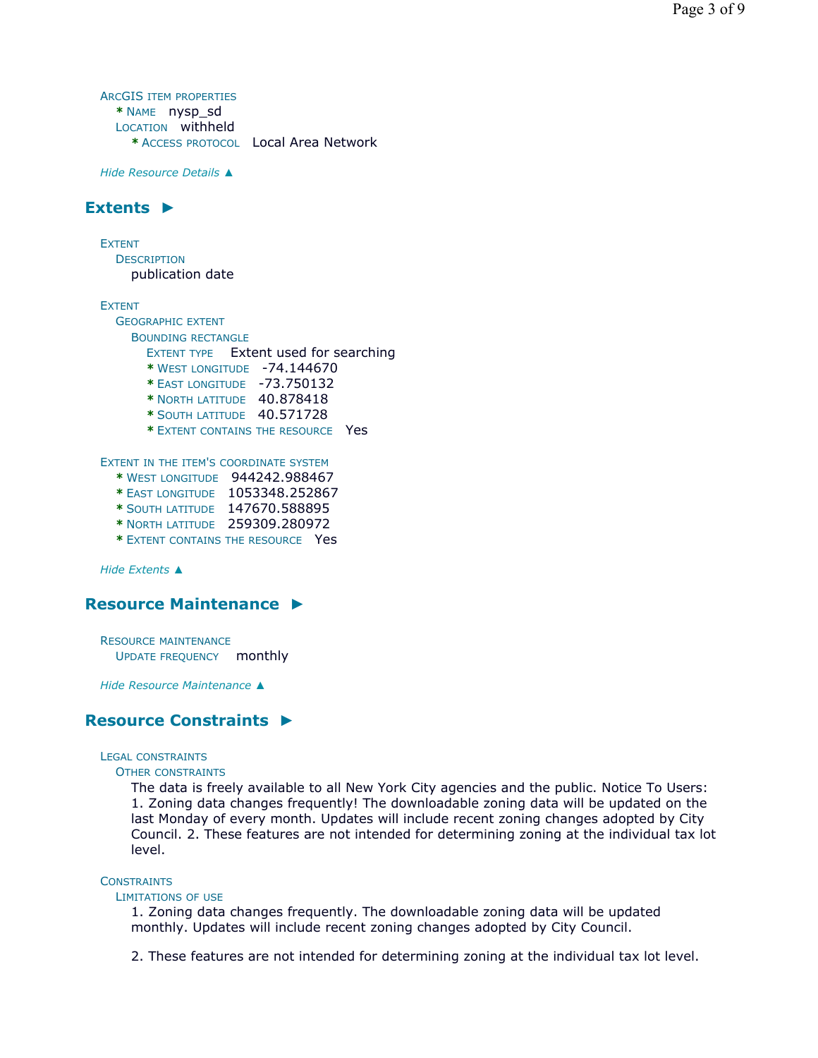ArcGIS item properties
- \* Name nysp_sd
- Location withheld
  - \* Access protocol Local Area Network

*Hide Resource Details ▲*

## Extents ►

Extent
- Description
  - publication date

Extent
- Geographic extent
  - Bounding rectangle
    - Extent type Extent used for searching
    - \* West longitude -74.144670
    - \* East longitude -73.750132
    - \* North latitude 40.878418
    - \* South latitude 40.571728
    - \* Extent contains the resource Yes

Extent in the item's coordinate system
- \* West longitude 944242.988467
- \* East longitude 1053348.252867
- \* South latitude 147670.588895
- \* North latitude 259309.280972
- \* Extent contains the resource Yes

*Hide Extents ▲*

## Resource Maintenance ►

Resource maintenance
- Update frequency monthly

*Hide Resource Maintenance ▲*

## Resource Constraints ►

Legal constraints
- Other constraints
  - The data is freely available to all New York City agencies and the public. Notice To Users: 1. Zoning data changes frequently! The downloadable zoning data will be updated on the last Monday of every month. Updates will include recent zoning changes adopted by City Council. 2. These features are not intended for determining zoning at the individual tax lot level.

Constraints
- Limitations of use
  - 1. Zoning data changes frequently. The downloadable zoning data will be updated monthly. Updates will include recent zoning changes adopted by City Council.

    2. These features are not intended for determining zoning at the individual tax lot level.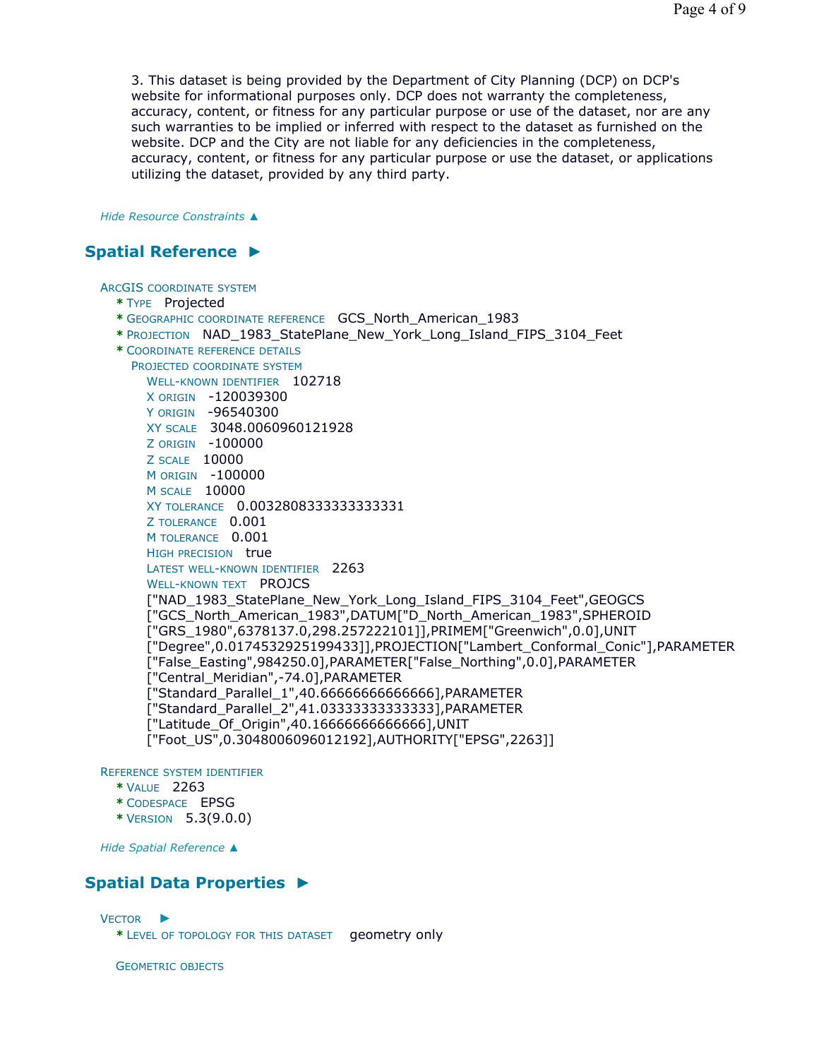3. This dataset is being provided by the Department of City Planning (DCP) on DCP's website for informational purposes only. DCP does not warranty the completeness, accuracy, content, or fitness for any particular purpose or use of the dataset, nor are any such warranties to be implied or inferred with respect to the dataset as furnished on the website. DCP and the City are not liable for any deficiencies in the completeness, accuracy, content, or fitness for any particular purpose or use the dataset, or applications utilizing the dataset, provided by any third party.

*Hide Resource Constraints ▲*

## Spatial Reference ►

ArcGIS coordinate system
- * Type Projected
- * Geographic coordinate reference GCS_North_American_1983
- * Projection NAD_1983_StatePlane_New_York_Long_Island_FIPS_3104_Feet
- * Coordinate reference details
  - Projected coordinate system
    - Well-known identifier 102718
    - X origin -120039300
    - Y origin -96540300
    - XY scale 3048.0060960121928
    - Z origin -100000
    - Z scale 10000
    - M origin -100000
    - M scale 10000
    - XY tolerance 0.0032808333333333331
    - Z tolerance 0.001
    - M tolerance 0.001
    - High precision true
    - Latest well-known identifier 2263
    - Well-known text PROJCS ["NAD_1983_StatePlane_New_York_Long_Island_FIPS_3104_Feet",GEOGCS ["GCS_North_American_1983",DATUM["D_North_American_1983",SPHEROID ["GRS_1980",6378137.0,298.257222101]],PRIMEM["Greenwich",0.0],UNIT ["Degree",0.0174532925199433]],PROJECTION["Lambert_Conformal_Conic"],PARAMETER ["False_Easting",984250.0],PARAMETER["False_Northing",0.0],PARAMETER ["Central_Meridian",-74.0],PARAMETER ["Standard_Parallel_1",40.66666666666666],PARAMETER ["Standard_Parallel_2",41.03333333333333],PARAMETER ["Latitude_Of_Origin",40.16666666666666],UNIT ["Foot_US",0.3048006096012192],AUTHORITY["EPSG",2263]]

Reference system identifier
- * Value 2263
- * Codespace EPSG
- * Version 5.3(9.0.0)

*Hide Spatial Reference ▲*

## Spatial Data Properties ►

Vector ►
- * Level of topology for this dataset geometry only

Geometric objects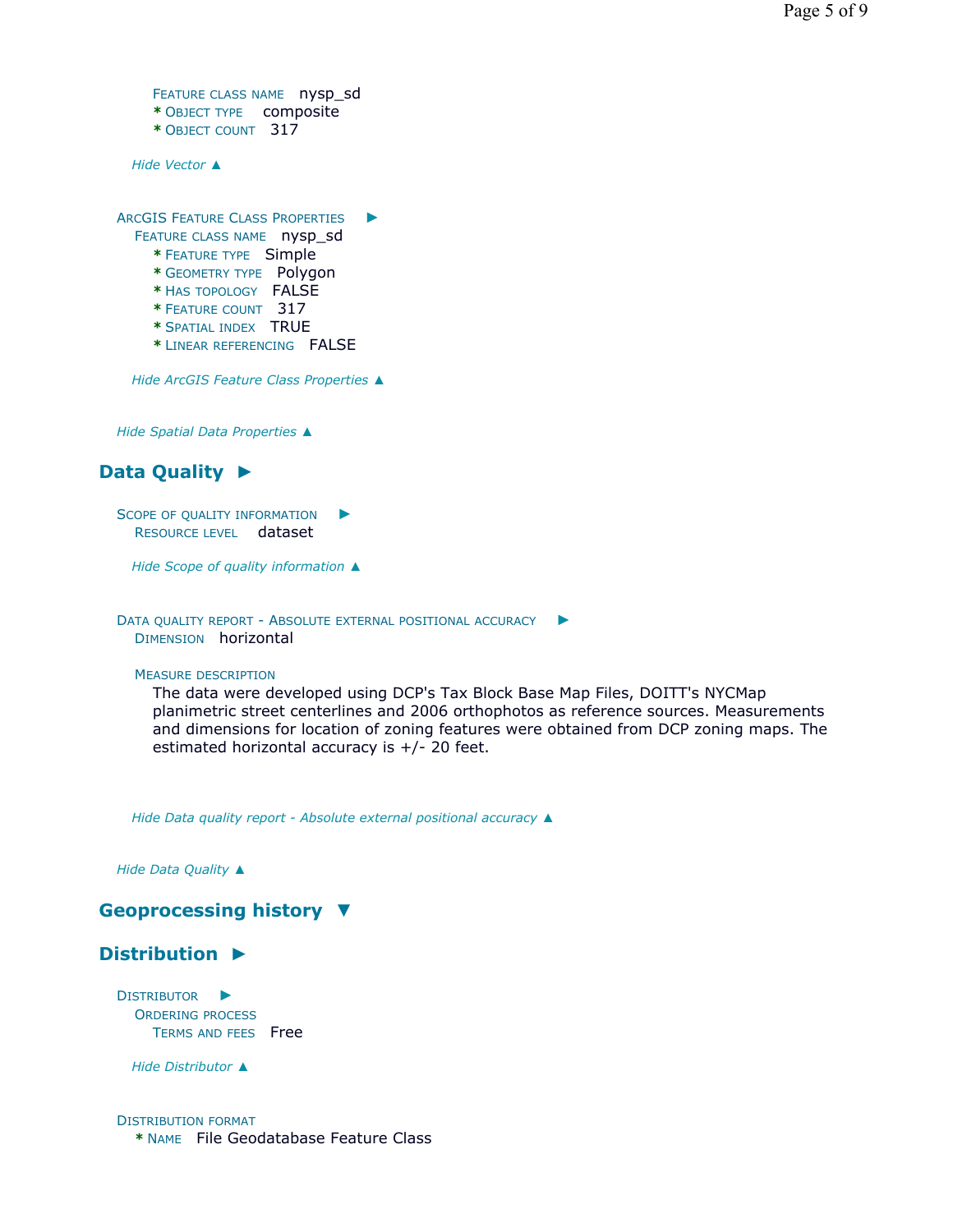FEATURE CLASS NAME nysp_sd
* OBJECT TYPE composite
* OBJECT COUNT 317

*Hide Vector ▲*

ARCGIS FEATURE CLASS PROPERTIES ►
FEATURE CLASS NAME nysp_sd
* FEATURE TYPE Simple
* GEOMETRY TYPE Polygon
* HAS TOPOLOGY FALSE
* FEATURE COUNT 317
* SPATIAL INDEX TRUE
* LINEAR REFERENCING FALSE

*Hide ArcGIS Feature Class Properties ▲*

*Hide Spatial Data Properties ▲*

## Data Quality ►

SCOPE OF QUALITY INFORMATION ►
RESOURCE LEVEL dataset

*Hide Scope of quality information ▲*

DATA QUALITY REPORT - ABSOLUTE EXTERNAL POSITIONAL ACCURACY ►
DIMENSION horizontal

MEASURE DESCRIPTION
The data were developed using DCP's Tax Block Base Map Files, DOITT's NYCMap planimetric street centerlines and 2006 orthophotos as reference sources. Measurements and dimensions for location of zoning features were obtained from DCP zoning maps. The estimated horizontal accuracy is +/- 20 feet.

*Hide Data quality report - Absolute external positional accuracy ▲*

*Hide Data Quality ▲*

## Geoprocessing history ▼

## Distribution ►

DISTRIBUTOR ►
ORDERING PROCESS
TERMS AND FEES Free

*Hide Distributor ▲*

DISTRIBUTION FORMAT
* NAME File Geodatabase Feature Class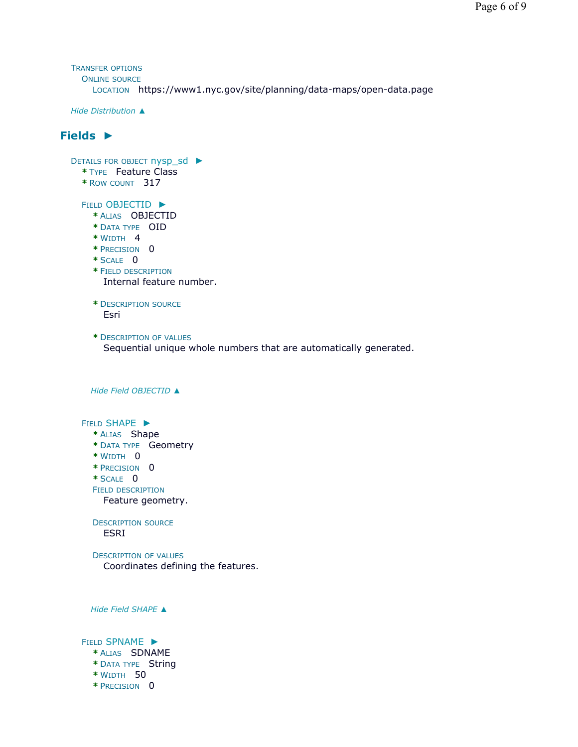Transfer options
Online source
Location https://www1.nyc.gov/site/planning/data-maps/open-data.page

*Hide Distribution ▲*

## Fields ►

Details for object nysp_sd ►
* Type Feature Class
* Row count 317

Field OBJECTID ►
* Alias OBJECTID
* Data type OID
* Width 4
* Precision 0
* Scale 0
* Field description
  Internal feature number.

* Description source
  Esri

* Description of values
  Sequential unique whole numbers that are automatically generated.

*Hide Field OBJECTID ▲*

Field SHAPE ►
* Alias Shape
* Data type Geometry
* Width 0
* Precision 0
* Scale 0

Field description
Feature geometry.

Description source
ESRI

Description of values
Coordinates defining the features.

*Hide Field SHAPE ▲*

Field SPNAME ►
* Alias SDNAME
* Data type String
* Width 50
* Precision 0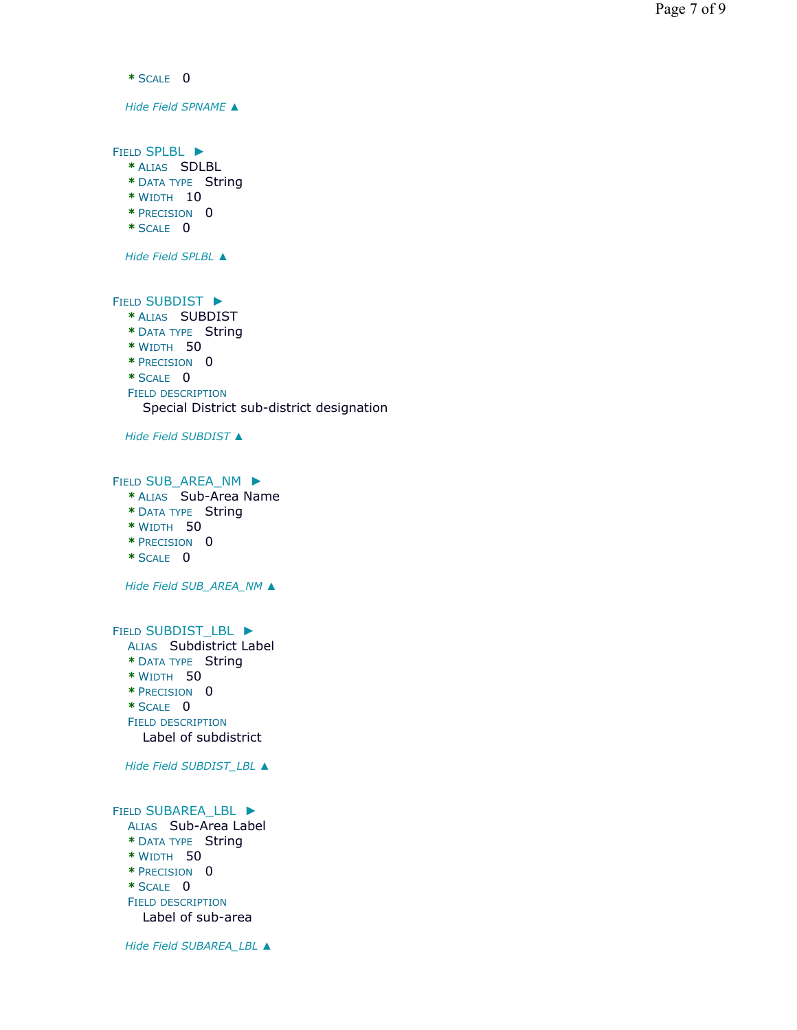* SCALE 0

*Hide Field SPNAME ▲*

FIELD SPLBL ►
* ALIAS SDLBL
* DATA TYPE String
* WIDTH 10
* PRECISION 0
* SCALE 0

*Hide Field SPLBL ▲*

FIELD SUBDIST ►
* ALIAS SUBDIST
* DATA TYPE String
* WIDTH 50
* PRECISION 0
* SCALE 0

FIELD DESCRIPTION

Special District sub-district designation

*Hide Field SUBDIST ▲*

FIELD SUB_AREA_NM ►
* ALIAS Sub-Area Name
* DATA TYPE String
* WIDTH 50
* PRECISION 0
* SCALE 0

*Hide Field SUB_AREA_NM ▲*

FIELD SUBDIST_LBL ►

ALIAS Subdistrict Label
* DATA TYPE String
* WIDTH 50
* PRECISION 0
* SCALE 0

FIELD DESCRIPTION

Label of subdistrict

*Hide Field SUBDIST_LBL ▲*

FIELD SUBAREA_LBL ►

ALIAS Sub-Area Label
* DATA TYPE String
* WIDTH 50
* PRECISION 0
* SCALE 0

FIELD DESCRIPTION

Label of sub-area

*Hide Field SUBAREA_LBL ▲*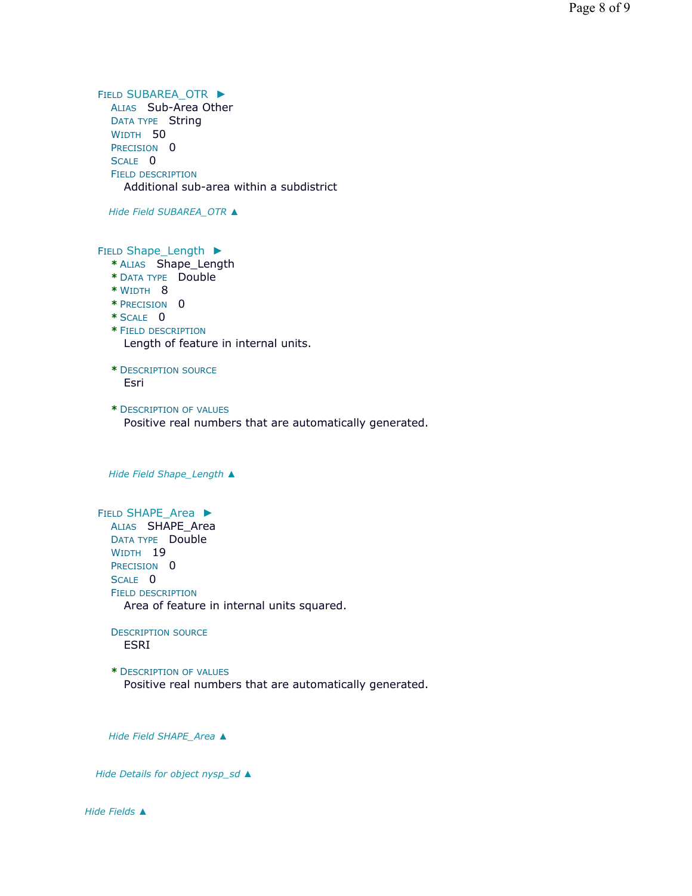**Field SUBAREA_OTR ►**

- **Alias** Sub-Area Other
- **Data type** String
- **Width** 50
- **Precision** 0
- **Scale** 0
- **Field description**

  Additional sub-area within a subdistrict

*Hide Field SUBAREA_OTR ▲*

**Field Shape_Length ►**

- * **Alias** Shape_Length
- * **Data type** Double
- * **Width** 8
- * **Precision** 0
- * **Scale** 0
- * **Field description**

  Length of feature in internal units.

- * **Description source**

  Esri

- * **Description of values**

  Positive real numbers that are automatically generated.

*Hide Field Shape_Length ▲*

**Field SHAPE_Area ►**

- **Alias** SHAPE_Area
- **Data type** Double
- **Width** 19
- **Precision** 0
- **Scale** 0
- **Field description**

  Area of feature in internal units squared.

- **Description source**

  ESRI

- * **Description of values**

  Positive real numbers that are automatically generated.

*Hide Field SHAPE_Area ▲*

*Hide Details for object nysp_sd ▲*

*Hide Fields ▲*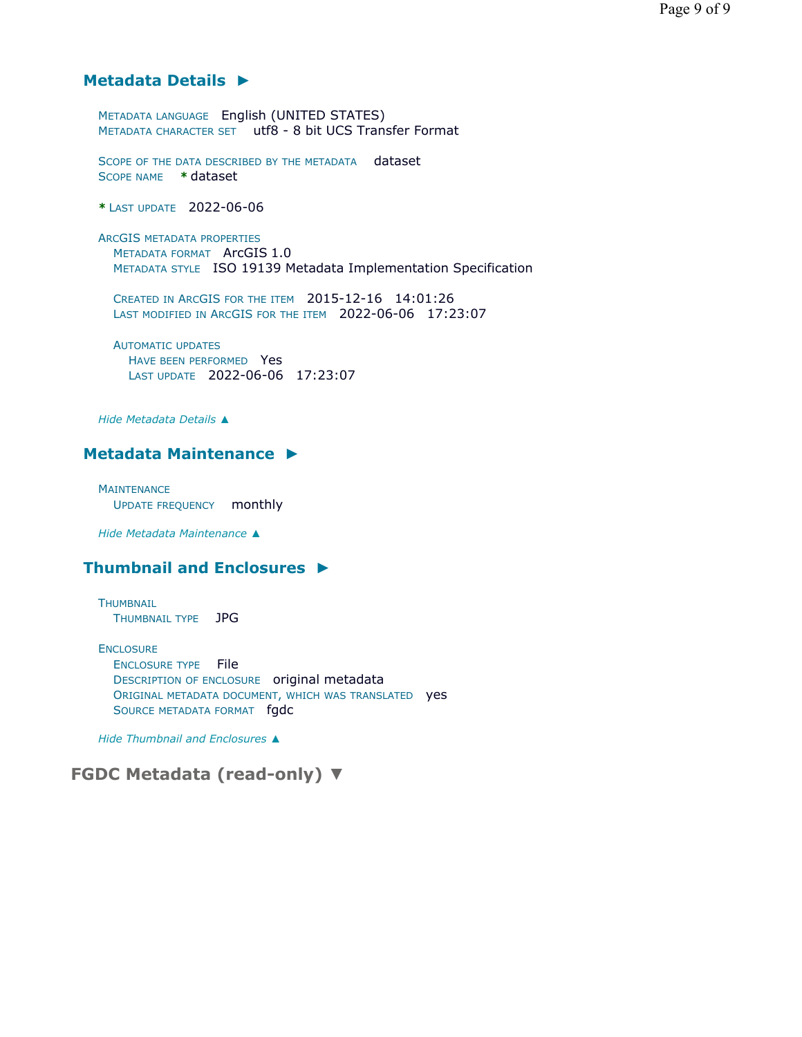## Metadata Details ►

METADATA LANGUAGE English (UNITED STATES)
METADATA CHARACTER SET utf8 - 8 bit UCS Transfer Format

SCOPE OF THE DATA DESCRIBED BY THE METADATA dataset
SCOPE NAME * dataset

* LAST UPDATE 2022-06-06

ARCGIS METADATA PROPERTIES
METADATA FORMAT ArcGIS 1.0
METADATA STYLE ISO 19139 Metadata Implementation Specification

CREATED IN ARCGIS FOR THE ITEM 2015-12-16 14:01:26
LAST MODIFIED IN ARCGIS FOR THE ITEM 2022-06-06 17:23:07

AUTOMATIC UPDATES
HAVE BEEN PERFORMED Yes
LAST UPDATE 2022-06-06 17:23:07

*Hide Metadata Details ▲*

## Metadata Maintenance ►

MAINTENANCE
UPDATE FREQUENCY monthly

*Hide Metadata Maintenance ▲*

## Thumbnail and Enclosures ►

THUMBNAIL
THUMBNAIL TYPE JPG

ENCLOSURE
ENCLOSURE TYPE File
DESCRIPTION OF ENCLOSURE original metadata
ORIGINAL METADATA DOCUMENT, WHICH WAS TRANSLATED yes
SOURCE METADATA FORMAT fgdc

*Hide Thumbnail and Enclosures ▲*

## FGDC Metadata (read-only) ▼